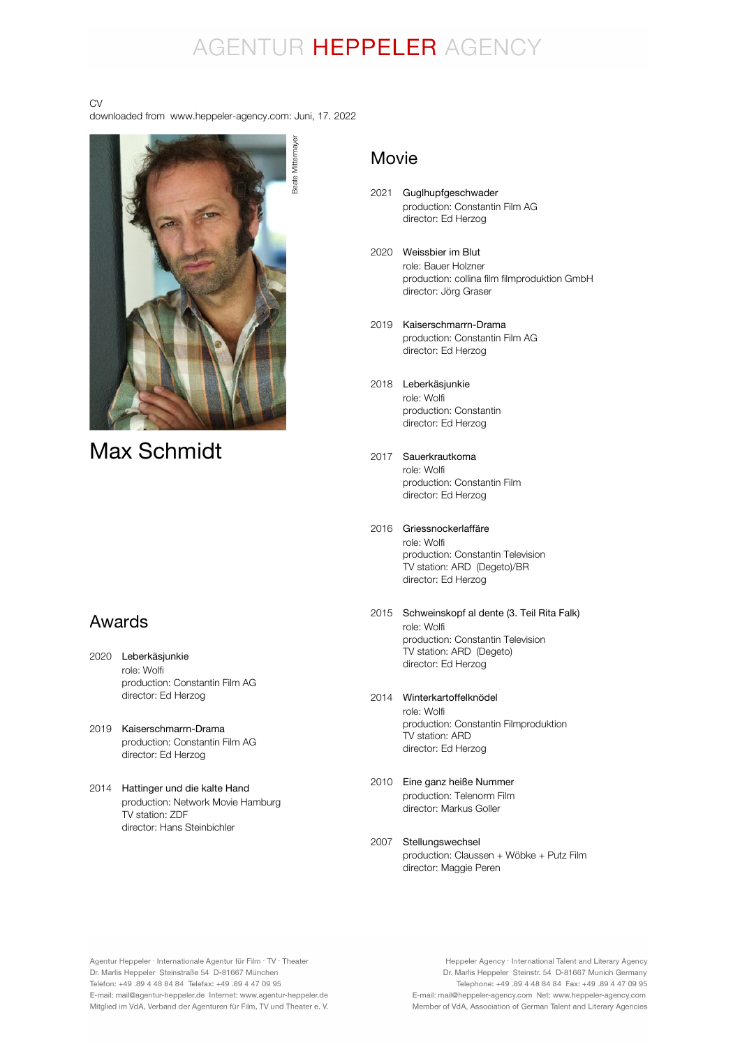# AGENTUR HEPPELER AGENCY

CV
downloaded from www.heppeler-agency.com: Juni, 17. 2022

Beate Mittermayer

# Max Schmidt

## Awards

2020 Leberkäsjunkie
role: Wolfi
production: Constantin Film AG
director: Ed Herzog

2019 Kaiserschmarrn-Drama
production: Constantin Film AG
director: Ed Herzog

2014 Hattinger und die kalte Hand
production: Network Movie Hamburg
TV station: ZDF
director: Hans Steinbichler

## Movie

2021 Guglhupfgeschwader
production: Constantin Film AG
director: Ed Herzog

2020 Weissbier im Blut
role: Bauer Holzner
production: collina film filmproduktion GmbH
director: Jörg Graser

2019 Kaiserschmarrn-Drama
production: Constantin Film AG
director: Ed Herzog

2018 Leberkäsjunkie
role: Wolfi
production: Constantin
director: Ed Herzog

2017 Sauerkrautkoma
role: Wolfi
production: Constantin Film
director: Ed Herzog

2016 Griessnockerlaffäre
role: Wolfi
production: Constantin Television
TV station: ARD (Degeto)/BR
director: Ed Herzog

2015 Schweinskopf al dente (3. Teil Rita Falk)
role: Wolfi
production: Constantin Television
TV station: ARD (Degeto)
director: Ed Herzog

2014 Winterkartoffelknödel
role: Wolfi
production: Constantin Filmproduktion
TV station: ARD
director: Ed Herzog

2010 Eine ganz heiße Nummer
production: Telenorm Film
director: Markus Goller

2007 Stellungswechsel
production: Claussen + Wöbke + Putz Film
director: Maggie Peren

Agentur Heppeler · Internationale Agentur für Film · TV · Theater
Dr. Marlis Heppeler Steinstraße 54 D-81667 München
Telefon: +49 .89 4 48 84 84 Telefax: +49 .89 4 47 09 95
E-mail: mail@agentur-heppeler.de Internet: www.agentur-heppeler.de
Mitglied im VdA, Verband der Agenturen für Film, TV und Theater e. V.

Heppeler Agency · International Talent and Literary Agency
Dr. Marlis Heppeler Steinstr. 54 D-81667 Munich Germany
Telephone: +49 .89 4 48 84 84 Fax: +49 .89 4 47 09 95
E-mail: mail@heppeler-agency.com Net: www.heppeler-agency.com
Member of VdA, Association of German Talent and Literary Agencies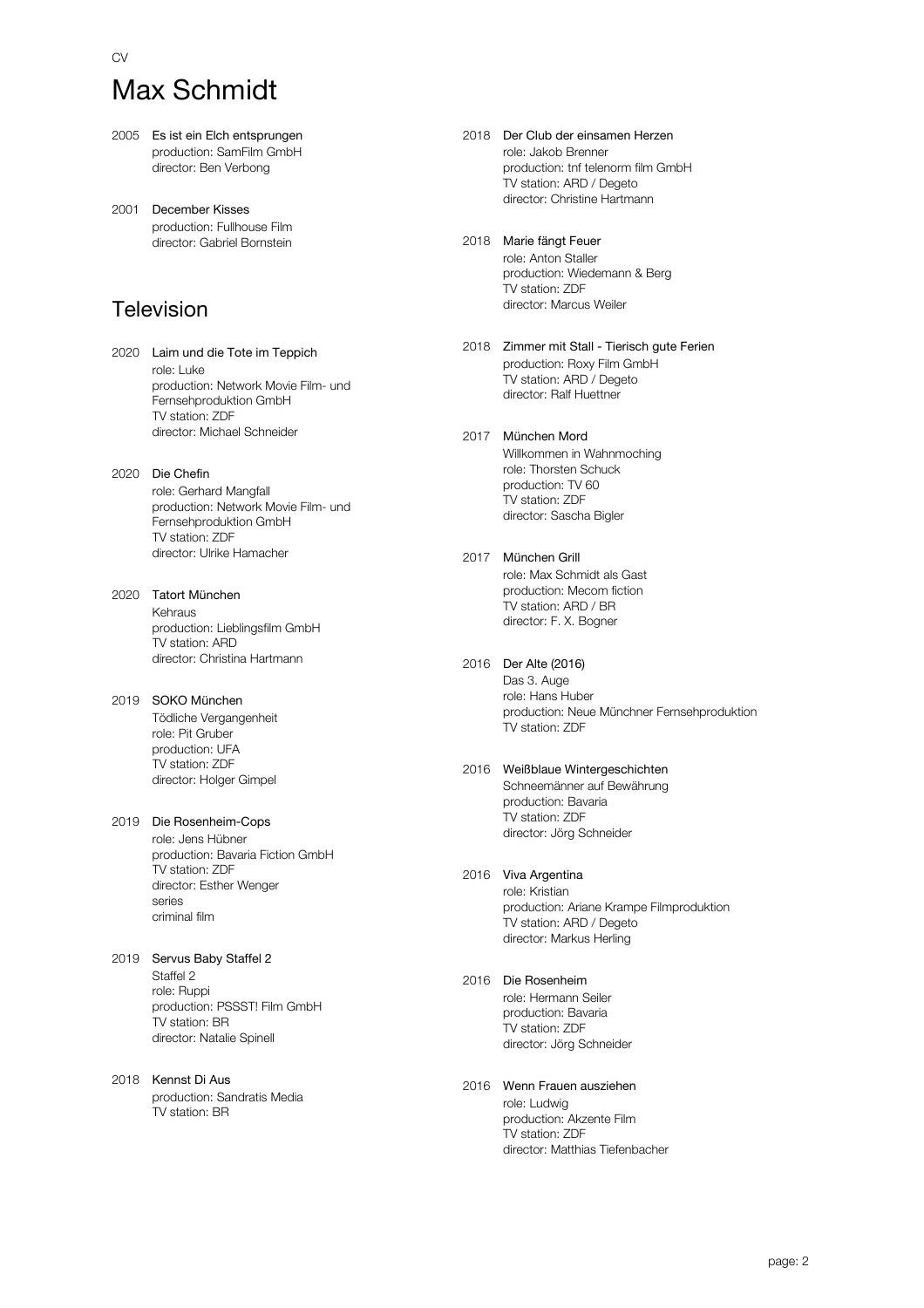CV

# Max Schmidt

2005 **Es ist ein Elch entsprungen**
production: SamFilm GmbH
director: Ben Verbong

2001 **December Kisses**
production: Fullhouse Film
director: Gabriel Bornstein

## Television

2020 **Laim und die Tote im Teppich**
role: Luke
production: Network Movie Film- und Fernsehproduktion GmbH
TV station: ZDF
director: Michael Schneider

2020 **Die Chefin**
role: Gerhard Mangfall
production: Network Movie Film- und Fernsehproduktion GmbH
TV station: ZDF
director: Ulrike Hamacher

2020 **Tatort München**
Kehraus
production: Lieblingsfilm GmbH
TV station: ARD
director: Christina Hartmann

2019 **SOKO München**
Tödliche Vergangenheit
role: Pit Gruber
production: UFA
TV station: ZDF
director: Holger Gimpel

2019 **Die Rosenheim-Cops**
role: Jens Hübner
production: Bavaria Fiction GmbH
TV station: ZDF
director: Esther Wenger
series
criminal film

2019 **Servus Baby Staffel 2**
Staffel 2
role: Ruppi
production: PSSST! Film GmbH
TV station: BR
director: Natalie Spinell

2018 **Kennst Di Aus**
production: Sandratis Media
TV station: BR

2018 **Der Club der einsamen Herzen**
role: Jakob Brenner
production: tnf telenorm film GmbH
TV station: ARD / Degeto
director: Christine Hartmann

2018 **Marie fängt Feuer**
role: Anton Staller
production: Wiedemann & Berg
TV station: ZDF
director: Marcus Weiler

2018 **Zimmer mit Stall - Tierisch gute Ferien**
production: Roxy Film GmbH
TV station: ARD / Degeto
director: Ralf Huettner

2017 **München Mord**
Willkommen in Wahnmoching
role: Thorsten Schuck
production: TV 60
TV station: ZDF
director: Sascha Bigler

2017 **München Grill**
role: Max Schmidt als Gast
production: Mecom fiction
TV station: ARD / BR
director: F. X. Bogner

2016 **Der Alte (2016)**
Das 3. Auge
role: Hans Huber
production: Neue Münchner Fernsehproduktion
TV station: ZDF

2016 **Weißblaue Wintergeschichten**
Schneemänner auf Bewährung
production: Bavaria
TV station: ZDF
director: Jörg Schneider

2016 **Viva Argentina**
role: Kristian
production: Ariane Krampe Filmproduktion
TV station: ARD / Degeto
director: Markus Herling

2016 **Die Rosenheim**
role: Hermann Seiler
production: Bavaria
TV station: ZDF
director: Jörg Schneider

2016 **Wenn Frauen ausziehen**
role: Ludwig
production: Akzente Film
TV station: ZDF
director: Matthias Tiefenbacher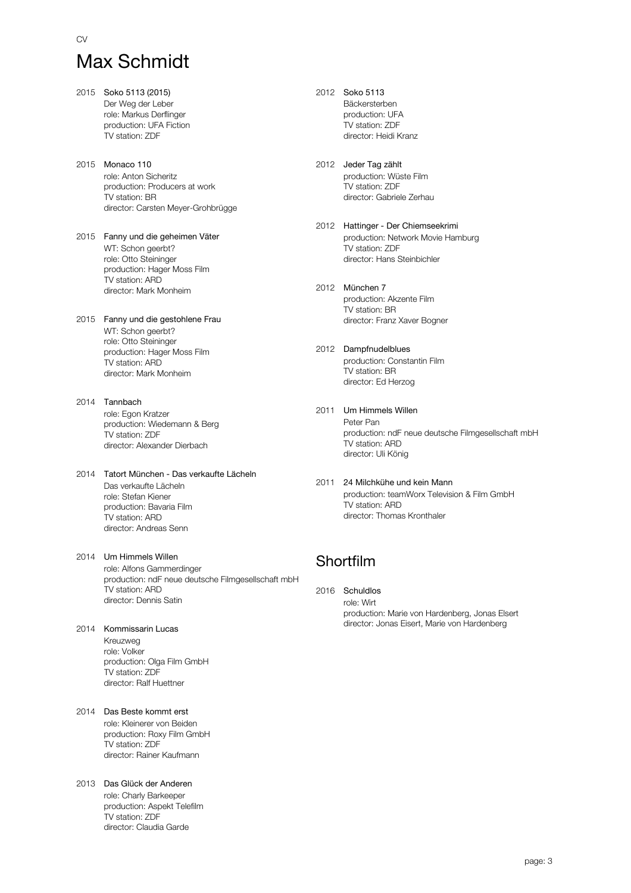CV

# Max Schmidt

2015 Soko 5113 (2015)
Der Weg der Leber
role: Markus Derflinger
production: UFA Fiction
TV station: ZDF

2015 Monaco 110
role: Anton Sicheritz
production: Producers at work
TV station: BR
director: Carsten Meyer-Grohbrügge

2015 Fanny und die geheimen Väter
WT: Schon geerbt?
role: Otto Steininger
production: Hager Moss Film
TV station: ARD
director: Mark Monheim

2015 Fanny und die gestohlene Frau
WT: Schon geerbt?
role: Otto Steininger
production: Hager Moss Film
TV station: ARD
director: Mark Monheim

2014 Tannbach
role: Egon Kratzer
production: Wiedemann & Berg
TV station: ZDF
director: Alexander Dierbach

2014 Tatort München - Das verkaufte Lächeln
Das verkaufte Lächeln
role: Stefan Kiener
production: Bavaria Film
TV station: ARD
director: Andreas Senn

2014 Um Himmels Willen
role: Alfons Gammerdinger
production: ndF neue deutsche Filmgesellschaft mbH
TV station: ARD
director: Dennis Satin

2014 Kommissarin Lucas
Kreuzweg
role: Volker
production: Olga Film GmbH
TV station: ZDF
director: Ralf Huettner

2014 Das Beste kommt erst
role: Kleinerer von Beiden
production: Roxy Film GmbH
TV station: ZDF
director: Rainer Kaufmann

2013 Das Glück der Anderen
role: Charly Barkeeper
production: Aspekt Telefilm
TV station: ZDF
director: Claudia Garde

2012 Soko 5113
Bäckersterben
production: UFA
TV station: ZDF
director: Heidi Kranz

2012 Jeder Tag zählt
production: Wüste Film
TV station: ZDF
director: Gabriele Zerhau

2012 Hattinger - Der Chiemseekrimi
production: Network Movie Hamburg
TV station: ZDF
director: Hans Steinbichler

2012 München 7
production: Akzente Film
TV station: BR
director: Franz Xaver Bogner

2012 Dampfnudelblues
production: Constantin Film
TV station: BR
director: Ed Herzog

2011 Um Himmels Willen
Peter Pan
production: ndF neue deutsche Filmgesellschaft mbH
TV station: ARD
director: Uli König

2011 24 Milchkühe und kein Mann
production: teamWorx Television & Film GmbH
TV station: ARD
director: Thomas Kronthaler

## Shortfilm

2016 Schuldlos
role: Wirt
production: Marie von Hardenberg, Jonas Elsert
director: Jonas Eisert, Marie von Hardenberg